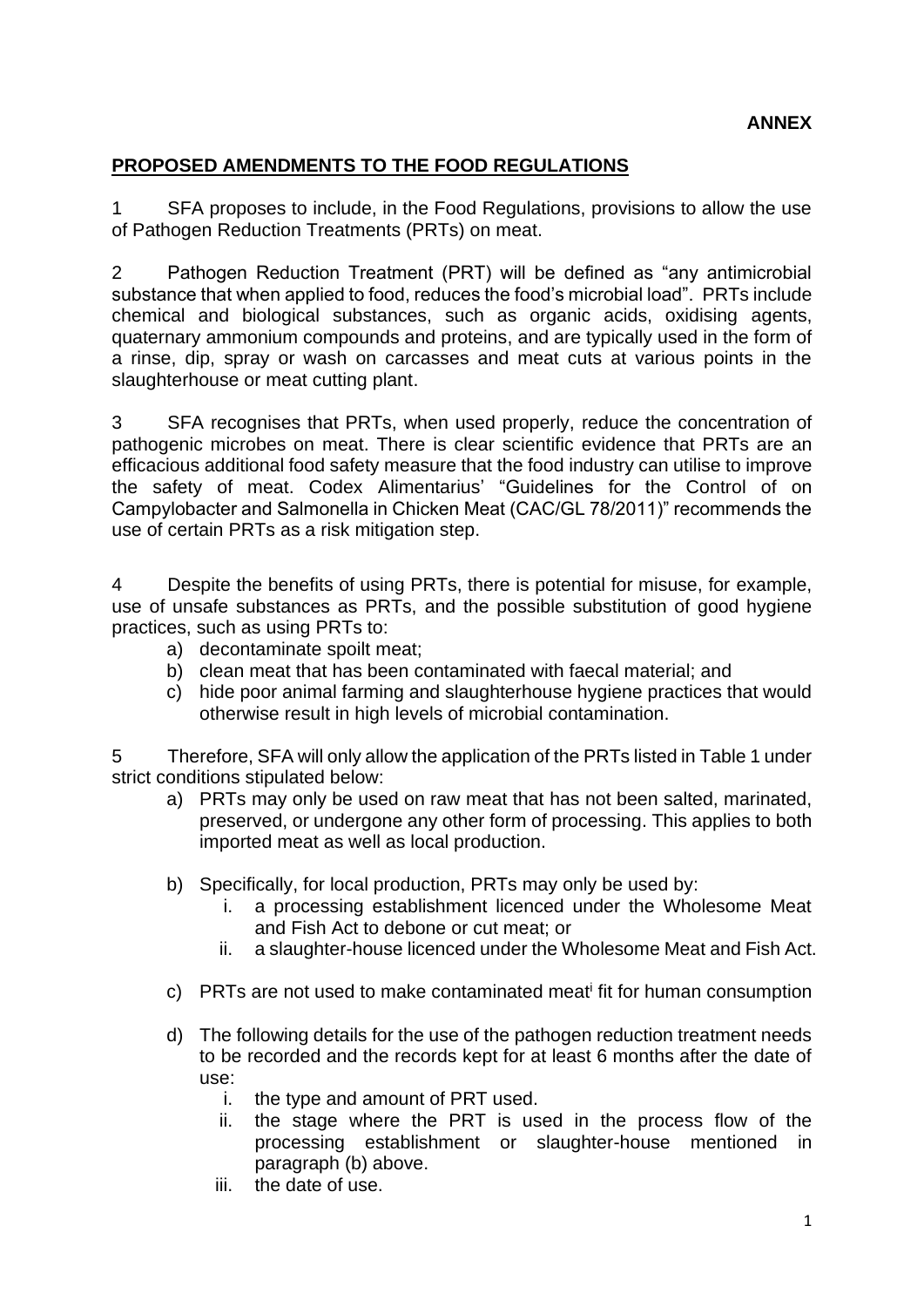**ANNEX**

**PROPOSED AMENDMENTS TO THE FOOD REGULATIONS**

1 SFA proposes to include, in the Food Regulations, provisions to allow the use of Pathogen Reduction Treatments (PRTs) on meat.

2 Pathogen Reduction Treatment (PRT) will be defined as "any antimicrobial substance that when applied to food, reduces the food's microbial load". PRTs include chemical and biological substances, such as organic acids, oxidising agents, quaternary ammonium compounds and proteins, and are typically used in the form of a rinse, dip, spray or wash on carcasses and meat cuts at various points in the slaughterhouse or meat cutting plant.

3 SFA recognises that PRTs, when used properly, reduce the concentration of pathogenic microbes on meat. There is clear scientific evidence that PRTs are an efficacious additional food safety measure that the food industry can utilise to improve the safety of meat. Codex Alimentarius' "Guidelines for the Control of on Campylobacter and Salmonella in Chicken Meat (CAC/GL 78/2011)" recommends the use of certain PRTs as a risk mitigation step.

4 Despite the benefits of using PRTs, there is potential for misuse, for example, use of unsafe substances as PRTs, and the possible substitution of good hygiene practices, such as using PRTs to:

a) decontaminate spoilt meat;
b) clean meat that has been contaminated with faecal material; and
c) hide poor animal farming and slaughterhouse hygiene practices that would otherwise result in high levels of microbial contamination.

5 Therefore, SFA will only allow the application of the PRTs listed in Table 1 under strict conditions stipulated below:

a) PRTs may only be used on raw meat that has not been salted, marinated, preserved, or undergone any other form of processing. This applies to both imported meat as well as local production.

b) Specifically, for local production, PRTs may only be used by:
   i. a processing establishment licenced under the Wholesome Meat and Fish Act to debone or cut meat; or
   ii. a slaughter-house licenced under the Wholesome Meat and Fish Act.

c) PRTs are not used to make contaminated meat[i] fit for human consumption

d) The following details for the use of the pathogen reduction treatment needs to be recorded and the records kept for at least 6 months after the date of use:
   i. the type and amount of PRT used.
   ii. the stage where the PRT is used in the process flow of the processing establishment or slaughter-house mentioned in paragraph (b) above.
   iii. the date of use.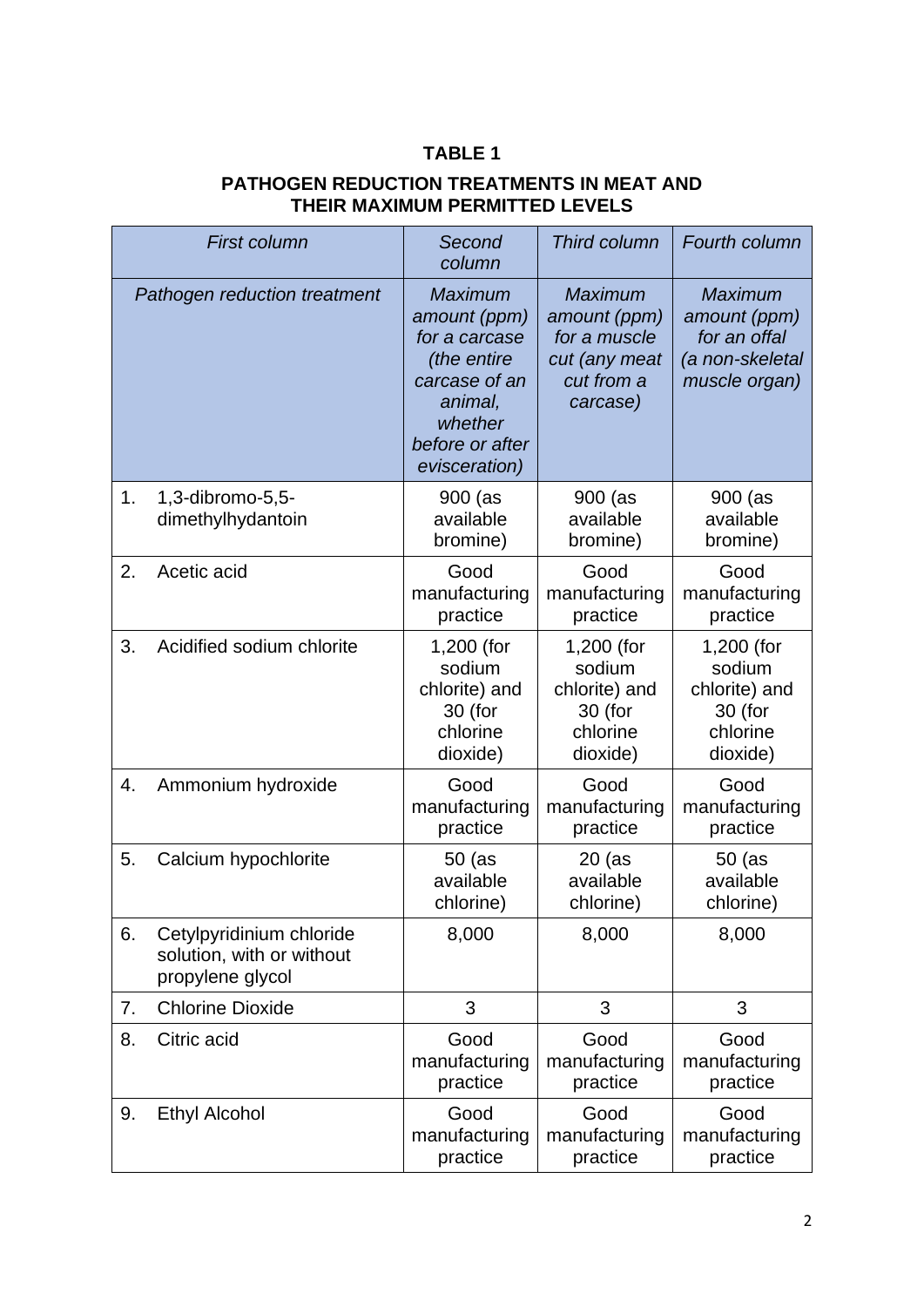**TABLE 1**

**PATHOGEN REDUCTION TREATMENTS IN MEAT AND THEIR MAXIMUM PERMITTED LEVELS**

| *First column* | *Second column* | *Third column* | *Fourth column* |
|---|---|---|---|
| *Pathogen reduction treatment* | *Maximum amount (ppm) for a carcase (the entire carcase of an animal, whether before or after evisceration)* | *Maximum amount (ppm) for a muscle cut (any meat cut from a carcase)* | *Maximum amount (ppm) for an offal (a non-skeletal muscle organ)* |
| 1. 1,3-dibromo-5,5-dimethylhydantoin | 900 (as available bromine) | 900 (as available bromine) | 900 (as available bromine) |
| 2. Acetic acid | Good manufacturing practice | Good manufacturing practice | Good manufacturing practice |
| 3. Acidified sodium chlorite | 1,200 (for sodium chlorite) and 30 (for chlorine dioxide) | 1,200 (for sodium chlorite) and 30 (for chlorine dioxide) | 1,200 (for sodium chlorite) and 30 (for chlorine dioxide) |
| 4. Ammonium hydroxide | Good manufacturing practice | Good manufacturing practice | Good manufacturing practice |
| 5. Calcium hypochlorite | 50 (as available chlorine) | 20 (as available chlorine) | 50 (as available chlorine) |
| 6. Cetylpyridinium chloride solution, with or without propylene glycol | 8,000 | 8,000 | 8,000 |
| 7. Chlorine Dioxide | 3 | 3 | 3 |
| 8. Citric acid | Good manufacturing practice | Good manufacturing practice | Good manufacturing practice |
| 9. Ethyl Alcohol | Good manufacturing practice | Good manufacturing practice | Good manufacturing practice |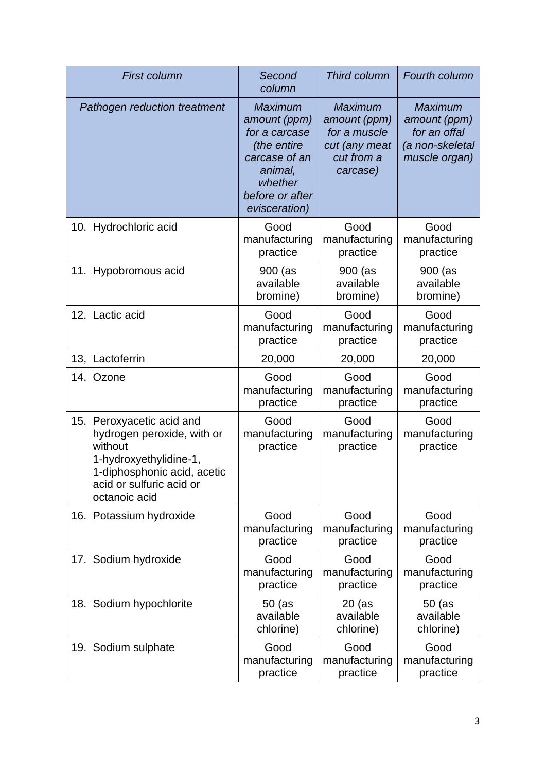| *First column* | *Second column* | *Third column* | *Fourth column* |
|---|---|---|---|
| *Pathogen reduction treatment* | *Maximum amount (ppm) for a carcase (the entire carcase of an animal, whether before or after evisceration)* | *Maximum amount (ppm) for a muscle cut (any meat cut from a carcase)* | *Maximum amount (ppm) for an offal (a non-skeletal muscle organ)* |
| 10. Hydrochloric acid | Good manufacturing practice | Good manufacturing practice | Good manufacturing practice |
| 11. Hypobromous acid | 900 (as available bromine) | 900 (as available bromine) | 900 (as available bromine) |
| 12. Lactic acid | Good manufacturing practice | Good manufacturing practice | Good manufacturing practice |
| 13, Lactoferrin | 20,000 | 20,000 | 20,000 |
| 14. Ozone | Good manufacturing practice | Good manufacturing practice | Good manufacturing practice |
| 15. Peroxyacetic acid and hydrogen peroxide, with or without 1-hydroxyethylidine-1, 1-diphosphonic acid, acetic acid or sulfuric acid or octanoic acid | Good manufacturing practice | Good manufacturing practice | Good manufacturing practice |
| 16. Potassium hydroxide | Good manufacturing practice | Good manufacturing practice | Good manufacturing practice |
| 17. Sodium hydroxide | Good manufacturing practice | Good manufacturing practice | Good manufacturing practice |
| 18. Sodium hypochlorite | 50 (as available chlorine) | 20 (as available chlorine) | 50 (as available chlorine) |
| 19. Sodium sulphate | Good manufacturing practice | Good manufacturing practice | Good manufacturing practice |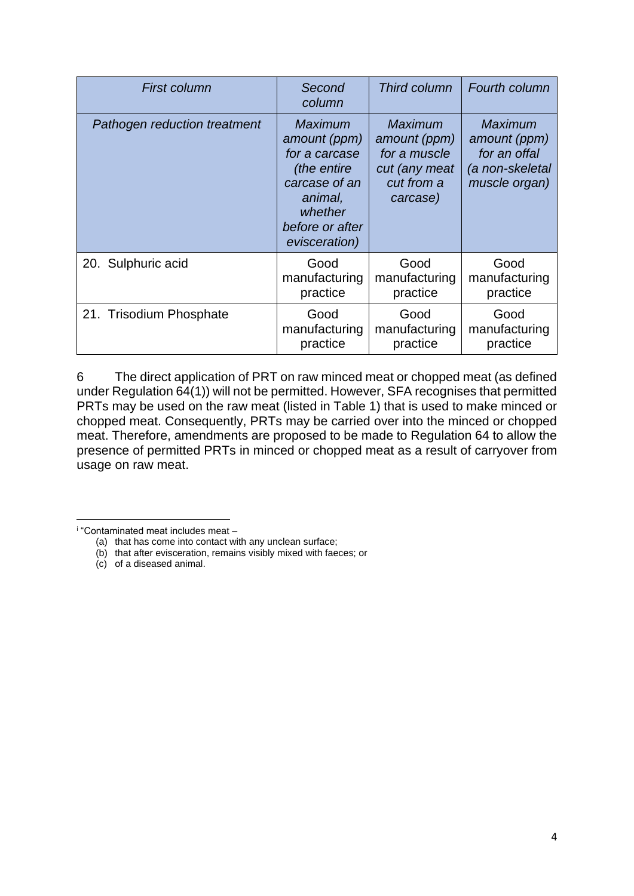| *First column* | *Second column* | *Third column* | *Fourth column* |
| --- | --- | --- | --- |
| *Pathogen reduction treatment* | *Maximum amount (ppm) for a carcase (the entire carcase of an animal, whether before or after evisceration)* | *Maximum amount (ppm) for a muscle cut (any meat cut from a carcase)* | *Maximum amount (ppm) for an offal (a non-skeletal muscle organ)* |
| 20. Sulphuric acid | Good manufacturing practice | Good manufacturing practice | Good manufacturing practice |
| 21. Trisodium Phosphate | Good manufacturing practice | Good manufacturing practice | Good manufacturing practice |

6 The direct application of PRT on raw minced meat or chopped meat (as defined under Regulation 64(1)) will not be permitted. However, SFA recognises that permitted PRTs may be used on the raw meat (listed in Table 1) that is used to make minced or chopped meat. Consequently, PRTs may be carried over into the minced or chopped meat. Therefore, amendments are proposed to be made to Regulation 64 to allow the presence of permitted PRTs in minced or chopped meat as a result of carryover from usage on raw meat.

---

[i] "Contaminated meat includes meat –

(a) that has come into contact with any unclean surface;
(b) that after evisceration, remains visibly mixed with faeces; or
(c) of a diseased animal.